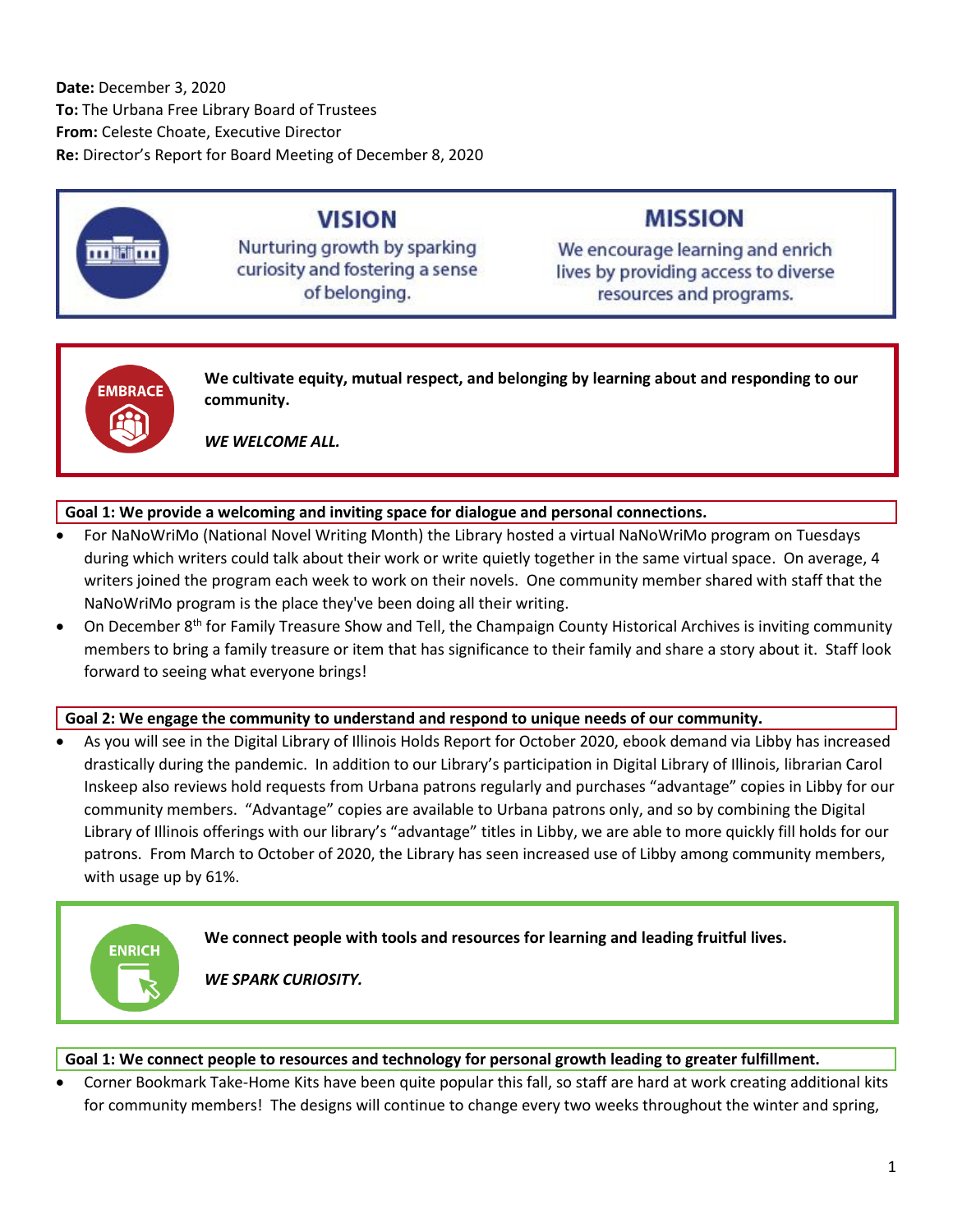**Date:** December 3, 2020
**To:** The Urbana Free Library Board of Trustees
**From:** Celeste Choate, Executive Director
**Re:** Director's Report for Board Meeting of December 8, 2020

## VISION

Nurturing growth by sparking curiosity and fostering a sense of belonging.

## MISSION

We encourage learning and enrich lives by providing access to diverse resources and programs.

## EMBRACE

**We cultivate equity, mutual respect, and belonging by learning about and responding to our community.**

***WE WELCOME ALL.***

### Goal 1: We provide a welcoming and inviting space for dialogue and personal connections.

- For NaNoWriMo (National Novel Writing Month) the Library hosted a virtual NaNoWriMo program on Tuesdays during which writers could talk about their work or write quietly together in the same virtual space. On average, 4 writers joined the program each week to work on their novels. One community member shared with staff that the NaNoWriMo program is the place they've been doing all their writing.
- On December 8th for Family Treasure Show and Tell, the Champaign County Historical Archives is inviting community members to bring a family treasure or item that has significance to their family and share a story about it. Staff look forward to seeing what everyone brings!

### Goal 2: We engage the community to understand and respond to unique needs of our community.

- As you will see in the Digital Library of Illinois Holds Report for October 2020, ebook demand via Libby has increased drastically during the pandemic. In addition to our Library's participation in Digital Library of Illinois, librarian Carol Inskeep also reviews hold requests from Urbana patrons regularly and purchases "advantage" copies in Libby for our community members. "Advantage" copies are available to Urbana patrons only, and so by combining the Digital Library of Illinois offerings with our library's "advantage" titles in Libby, we are able to more quickly fill holds for our patrons. From March to October of 2020, the Library has seen increased use of Libby among community members, with usage up by 61%.

## ENRICH

**We connect people with tools and resources for learning and leading fruitful lives.**

***WE SPARK CURIOSITY.***

### Goal 1: We connect people to resources and technology for personal growth leading to greater fulfillment.

- Corner Bookmark Take-Home Kits have been quite popular this fall, so staff are hard at work creating additional kits for community members! The designs will continue to change every two weeks throughout the winter and spring,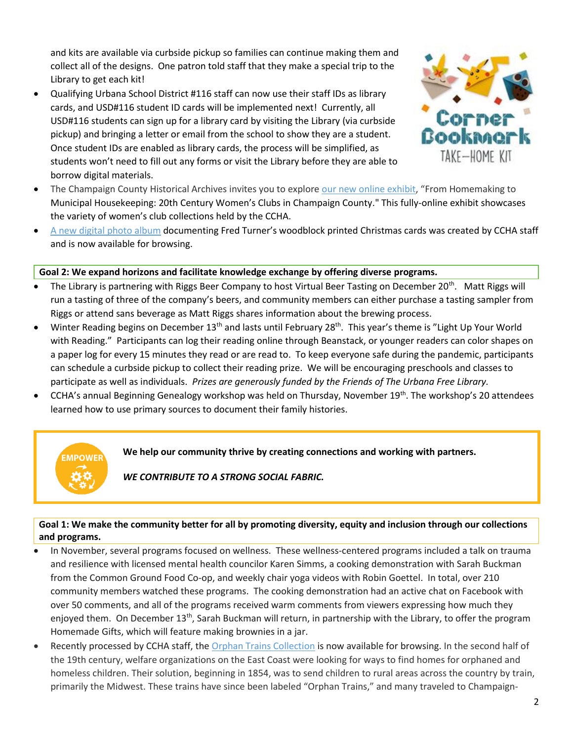and kits are available via curbside pickup so families can continue making them and collect all of the designs. One patron told staff that they make a special trip to the Library to get each kit!

- Qualifying Urbana School District #116 staff can now use their staff IDs as library cards, and USD#116 student ID cards will be implemented next! Currently, all USD#116 students can sign up for a library card by visiting the Library (via curbside pickup) and bringing a letter or email from the school to show they are a student. Once student IDs are enabled as library cards, the process will be simplified, as students won't need to fill out any forms or visit the Library before they are able to borrow digital materials.
- The Champaign County Historical Archives invites you to explore our new online exhibit, "From Homemaking to Municipal Housekeeping: 20th Century Women's Clubs in Champaign County." This fully-online exhibit showcases the variety of women's club collections held by the CCHA.
- A new digital photo album documenting Fred Turner's woodblock printed Christmas cards was created by CCHA staff and is now available for browsing.

**Goal 2: We expand horizons and facilitate knowledge exchange by offering diverse programs.**

- The Library is partnering with Riggs Beer Company to host Virtual Beer Tasting on December 20th. Matt Riggs will run a tasting of three of the company's beers, and community members can either purchase a tasting sampler from Riggs or attend sans beverage as Matt Riggs shares information about the brewing process.
- Winter Reading begins on December 13th and lasts until February 28th. This year's theme is "Light Up Your World with Reading." Participants can log their reading online through Beanstack, or younger readers can color shapes on a paper log for every 15 minutes they read or are read to. To keep everyone safe during the pandemic, participants can schedule a curbside pickup to collect their reading prize. We will be encouraging preschools and classes to participate as well as individuals. *Prizes are generously funded by the Friends of The Urbana Free Library.*
- CCHA's annual Beginning Genealogy workshop was held on Thursday, November 19th. The workshop's 20 attendees learned how to use primary sources to document their family histories.

EMPOWER

**We help our community thrive by creating connections and working with partners.**

***WE CONTRIBUTE TO A STRONG SOCIAL FABRIC.***

**Goal 1: We make the community better for all by promoting diversity, equity and inclusion through our collections and programs.**

- In November, several programs focused on wellness. These wellness-centered programs included a talk on trauma and resilience with licensed mental health councilor Karen Simms, a cooking demonstration with Sarah Buckman from the Common Ground Food Co-op, and weekly chair yoga videos with Robin Goettel. In total, over 210 community members watched these programs. The cooking demonstration had an active chat on Facebook with over 50 comments, and all of the programs received warm comments from viewers expressing how much they enjoyed them. On December 13th, Sarah Buckman will return, in partnership with the Library, to offer the program Homemade Gifts, which will feature making brownies in a jar.
- Recently processed by CCHA staff, the Orphan Trains Collection is now available for browsing. In the second half of the 19th century, welfare organizations on the East Coast were looking for ways to find homes for orphaned and homeless children. Their solution, beginning in 1854, was to send children to rural areas across the country by train, primarily the Midwest. These trains have since been labeled "Orphan Trains," and many traveled to Champaign-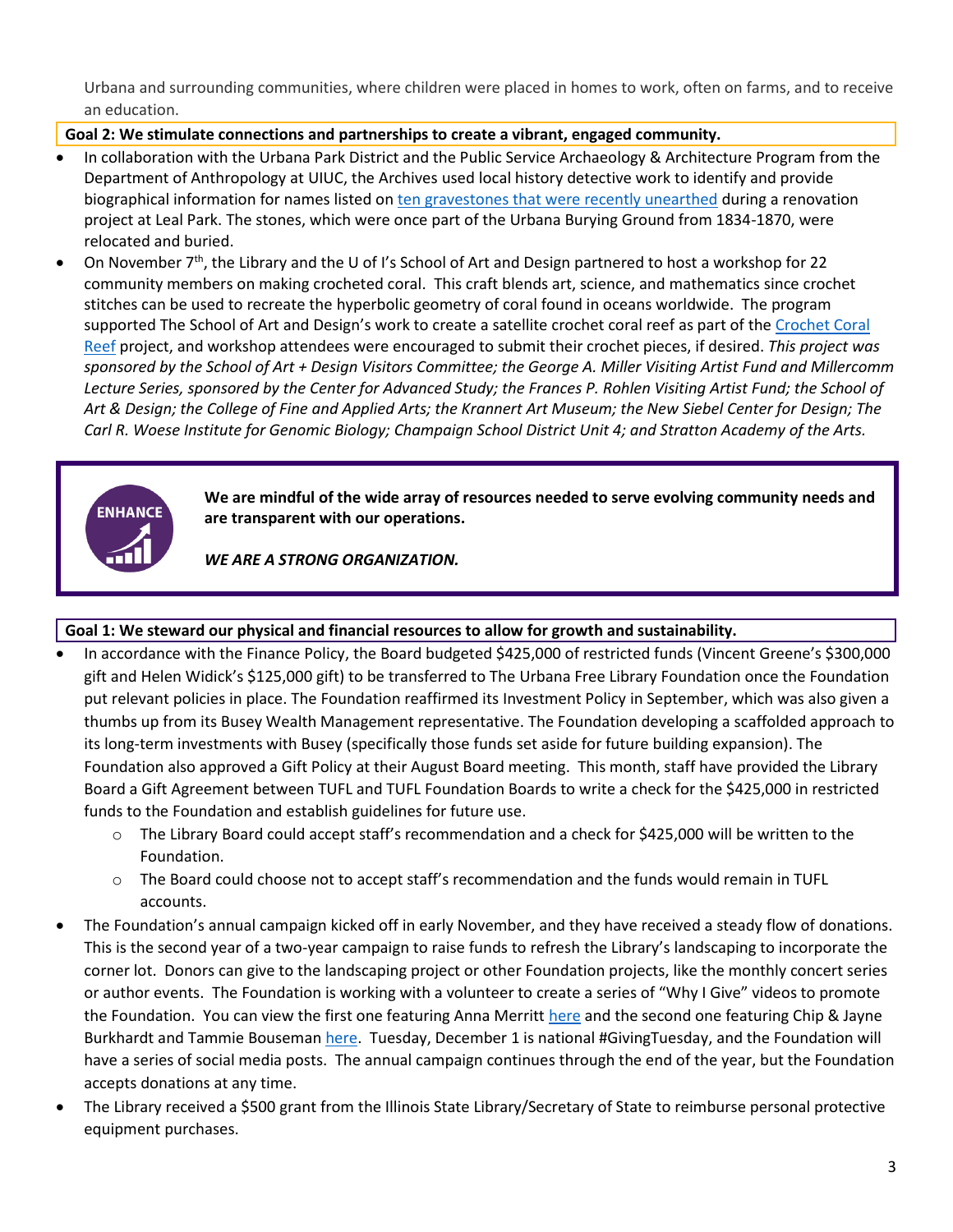Urbana and surrounding communities, where children were placed in homes to work, often on farms, and to receive an education.

**Goal 2: We stimulate connections and partnerships to create a vibrant, engaged community.**

- In collaboration with the Urbana Park District and the Public Service Archaeology & Architecture Program from the Department of Anthropology at UIUC, the Archives used local history detective work to identify and provide biographical information for names listed on ten gravestones that were recently unearthed during a renovation project at Leal Park. The stones, which were once part of the Urbana Burying Ground from 1834-1870, were relocated and buried.
- On November 7th, the Library and the U of I's School of Art and Design partnered to host a workshop for 22 community members on making crocheted coral. This craft blends art, science, and mathematics since crochet stitches can be used to recreate the hyperbolic geometry of coral found in oceans worldwide. The program supported The School of Art and Design's work to create a satellite crochet coral reef as part of the Crochet Coral Reef project, and workshop attendees were encouraged to submit their crochet pieces, if desired. *This project was sponsored by the School of Art + Design Visitors Committee; the George A. Miller Visiting Artist Fund and Millercomm Lecture Series, sponsored by the Center for Advanced Study; the Frances P. Rohlen Visiting Artist Fund; the School of Art & Design; the College of Fine and Applied Arts; the Krannert Art Museum; the New Siebel Center for Design; The Carl R. Woese Institute for Genomic Biology; Champaign School District Unit 4; and Stratton Academy of the Arts.*

ENHANCE

**We are mindful of the wide array of resources needed to serve evolving community needs and are transparent with our operations.**

***WE ARE A STRONG ORGANIZATION.***

**Goal 1: We steward our physical and financial resources to allow for growth and sustainability.**

- In accordance with the Finance Policy, the Board budgeted $425,000 of restricted funds (Vincent Greene's $300,000 gift and Helen Widick's $125,000 gift) to be transferred to The Urbana Free Library Foundation once the Foundation put relevant policies in place. The Foundation reaffirmed its Investment Policy in September, which was also given a thumbs up from its Busey Wealth Management representative. The Foundation developing a scaffolded approach to its long-term investments with Busey (specifically those funds set aside for future building expansion). The Foundation also approved a Gift Policy at their August Board meeting. This month, staff have provided the Library Board a Gift Agreement between TUFL and TUFL Foundation Boards to write a check for the $425,000 in restricted funds to the Foundation and establish guidelines for future use.
  - The Library Board could accept staff's recommendation and a check for $425,000 will be written to the Foundation.
  - The Board could choose not to accept staff's recommendation and the funds would remain in TUFL accounts.
- The Foundation's annual campaign kicked off in early November, and they have received a steady flow of donations. This is the second year of a two-year campaign to raise funds to refresh the Library's landscaping to incorporate the corner lot. Donors can give to the landscaping project or other Foundation projects, like the monthly concert series or author events. The Foundation is working with a volunteer to create a series of "Why I Give" videos to promote the Foundation. You can view the first one featuring Anna Merritt here and the second one featuring Chip & Jayne Burkhardt and Tammie Bouseman here. Tuesday, December 1 is national #GivingTuesday, and the Foundation will have a series of social media posts. The annual campaign continues through the end of the year, but the Foundation accepts donations at any time.
- The Library received a $500 grant from the Illinois State Library/Secretary of State to reimburse personal protective equipment purchases.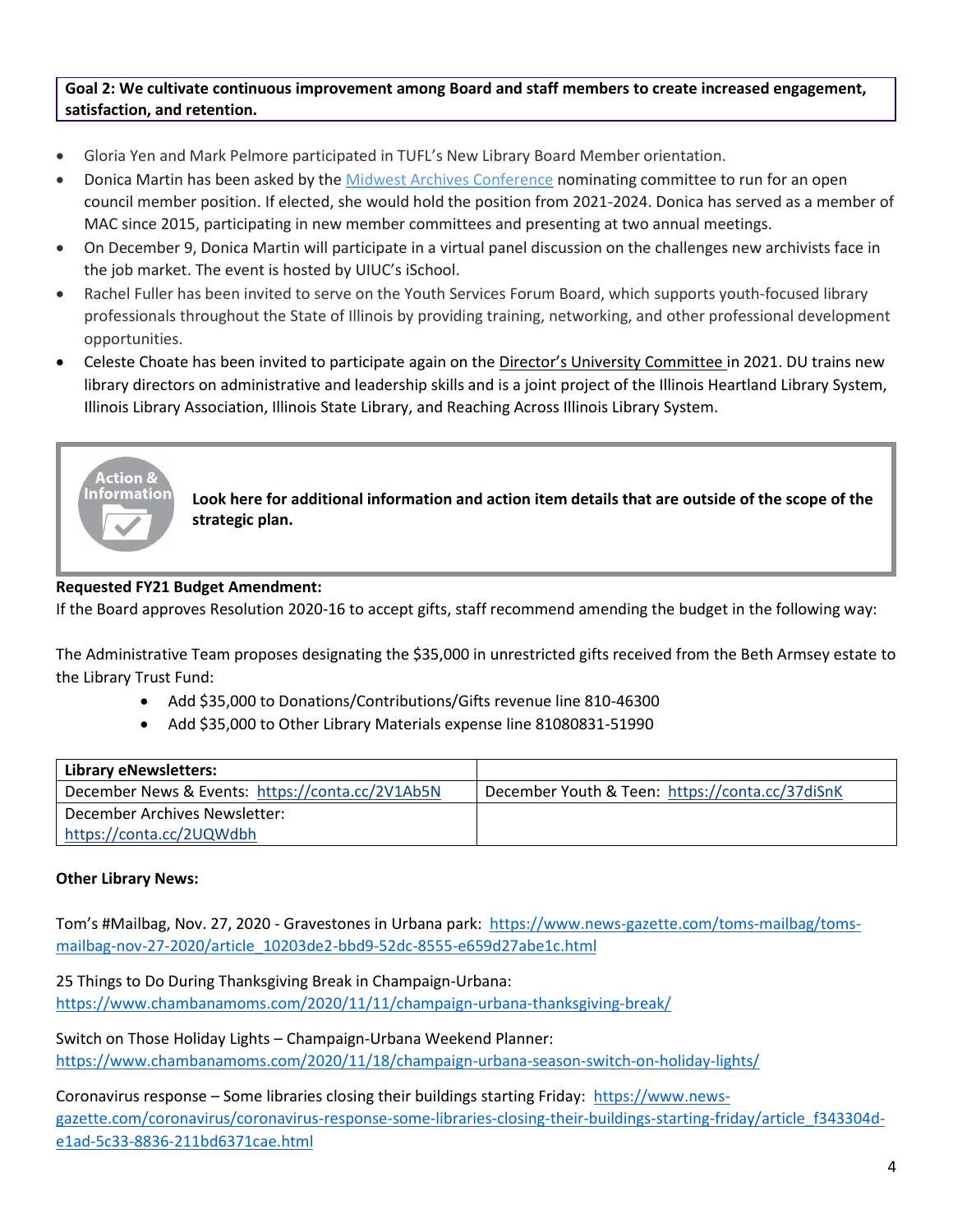**Goal 2: We cultivate continuous improvement among Board and staff members to create increased engagement, satisfaction, and retention.**

- Gloria Yen and Mark Pelmore participated in TUFL's New Library Board Member orientation.
- Donica Martin has been asked by the Midwest Archives Conference nominating committee to run for an open council member position. If elected, she would hold the position from 2021-2024. Donica has served as a member of MAC since 2015, participating in new member committees and presenting at two annual meetings.
- On December 9, Donica Martin will participate in a virtual panel discussion on the challenges new archivists face in the job market. The event is hosted by UIUC's iSchool.
- Rachel Fuller has been invited to serve on the Youth Services Forum Board, which supports youth-focused library professionals throughout the State of Illinois by providing training, networking, and other professional development opportunities.
- Celeste Choate has been invited to participate again on the Director's University Committee in 2021. DU trains new library directors on administrative and leadership skills and is a joint project of the Illinois Heartland Library System, Illinois Library Association, Illinois State Library, and Reaching Across Illinois Library System.

Action & Information

**Look here for additional information and action item details that are outside of the scope of the strategic plan.**

**Requested FY21 Budget Amendment:**

If the Board approves Resolution 2020-16 to accept gifts, staff recommend amending the budget in the following way:

The Administrative Team proposes designating the $35,000 in unrestricted gifts received from the Beth Armsey estate to the Library Trust Fund:

- Add $35,000 to Donations/Contributions/Gifts revenue line 810-46300
- Add $35,000 to Other Library Materials expense line 81080831-51990

| **Library eNewsletters:** | |
|---|---|
| December News & Events: https://conta.cc/2V1Ab5N | December Youth & Teen: https://conta.cc/37diSnK |
| December Archives Newsletter: https://conta.cc/2UQWdbh | |

**Other Library News:**

Tom's #Mailbag, Nov. 27, 2020 - Gravestones in Urbana park: https://www.news-gazette.com/toms-mailbag/toms-mailbag-nov-27-2020/article_10203de2-bbd9-52dc-8555-e659d27abe1c.html

25 Things to Do During Thanksgiving Break in Champaign-Urbana: https://www.chambanamoms.com/2020/11/11/champaign-urbana-thanksgiving-break/

Switch on Those Holiday Lights – Champaign-Urbana Weekend Planner: https://www.chambanamoms.com/2020/11/18/champaign-urbana-season-switch-on-holiday-lights/

Coronavirus response – Some libraries closing their buildings starting Friday: https://www.news-gazette.com/coronavirus/coronavirus-response-some-libraries-closing-their-buildings-starting-friday/article_f343304d-e1ad-5c33-8836-211bd6371cae.html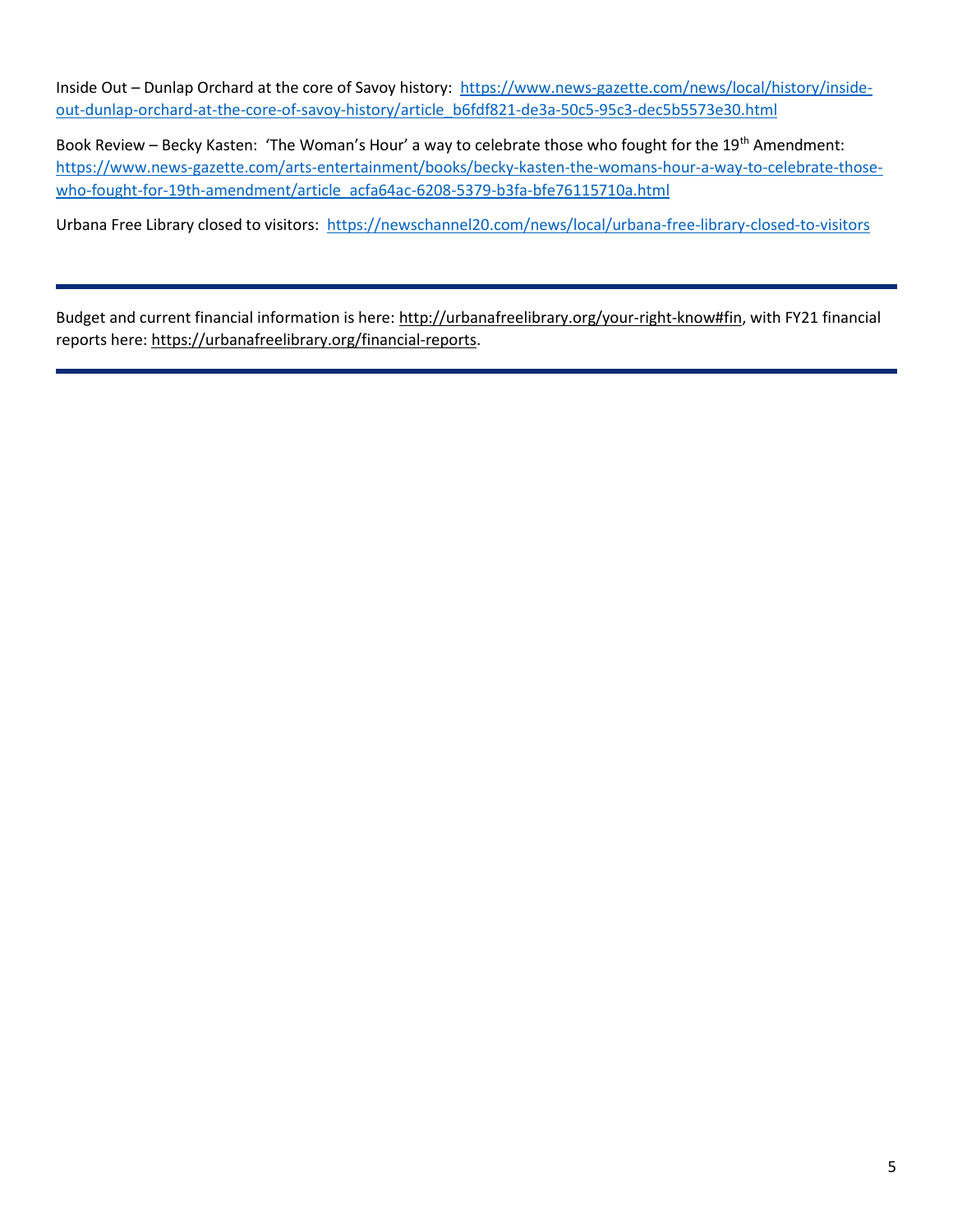Inside Out – Dunlap Orchard at the core of Savoy history: https://www.news-gazette.com/news/local/history/inside-out-dunlap-orchard-at-the-core-of-savoy-history/article_b6fdf821-de3a-50c5-95c3-dec5b5573e30.html

Book Review – Becky Kasten: 'The Woman's Hour' a way to celebrate those who fought for the 19th Amendment: https://www.news-gazette.com/arts-entertainment/books/becky-kasten-the-womans-hour-a-way-to-celebrate-those-who-fought-for-19th-amendment/article_acfa64ac-6208-5379-b3fa-bfe76115710a.html

Urbana Free Library closed to visitors: https://newschannel20.com/news/local/urbana-free-library-closed-to-visitors

---

Budget and current financial information is here: http://urbanafreelibrary.org/your-right-know#fin, with FY21 financial reports here: https://urbanafreelibrary.org/financial-reports.

---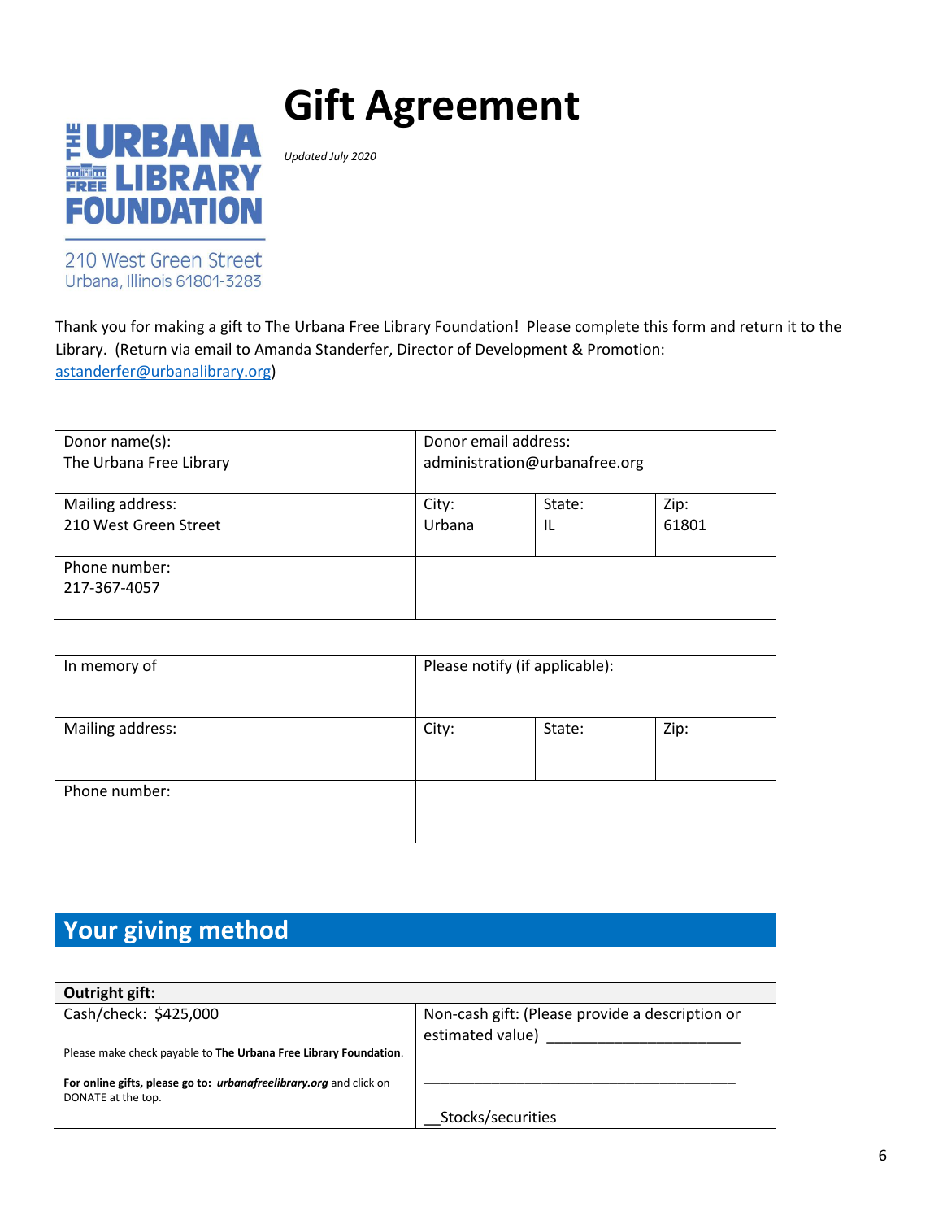# Gift Agreement

*Updated July 2020*

THE URBANA FREE LIBRARY FOUNDATION

210 West Green Street
Urbana, Illinois 61801-3283

Thank you for making a gift to The Urbana Free Library Foundation! Please complete this form and return it to the Library. (Return via email to Amanda Standerfer, Director of Development & Promotion: astanderfer@urbanalibrary.org)

| Donor name(s):<br>The Urbana Free Library | Donor email address:<br>administration@urbanafree.org | | |
|---|---|---|---|
| Mailing address:<br>210 West Green Street | City:<br>Urbana | State:<br>IL | Zip:<br>61801 |
| Phone number:<br>217-367-4057 | | | |

| In memory of | Please notify (if applicable): | | |
|---|---|---|---|
| Mailing address: | City: | State: | Zip: |
| Phone number: | | | |

## Your giving method

| **Outright gift:** | |
|---|---|
| Cash/check: $425,000<br><br>Please make check payable to **The Urbana Free Library Foundation**.<br><br>**For online gifts, please go to:** ***urbanafreelibrary.org*** and click on DONATE at the top. | Non-cash gift: (Please provide a description or estimated value) ______________________<br><br>________________________________________<br><br>__Stocks/securities |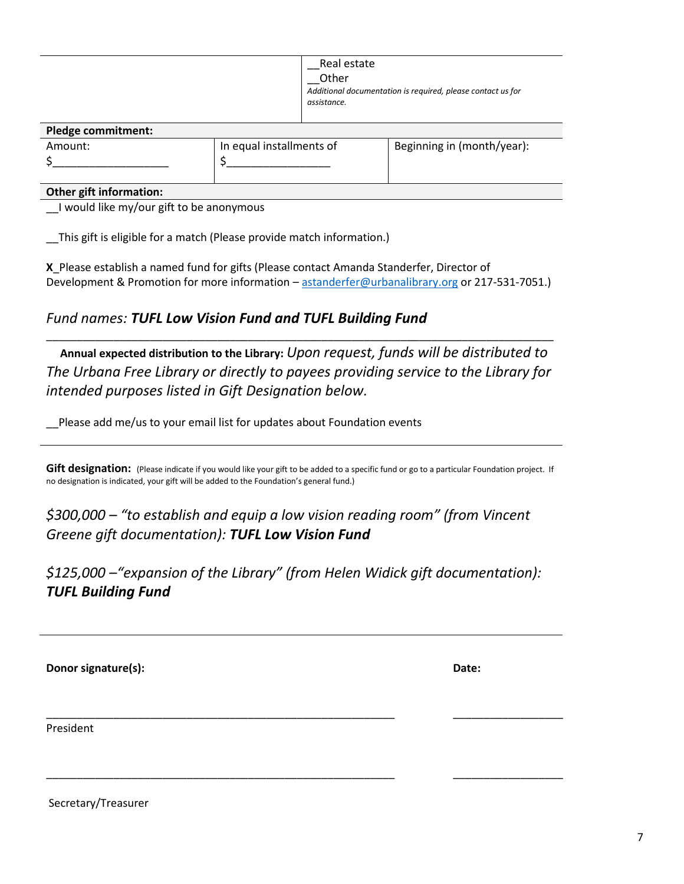| | |
|---|---|
| | __Real estate<br>__Other<br>*Additional documentation is required, please contact us for assistance.* |

**Pledge commitment:**

| Amount: | In equal installments of | Beginning in (month/year): |
|---|---|---|
| $__________________ | $________________ | |

**Other gift information:**

__I would like my/our gift to be anonymous

__This gift is eligible for a match (Please provide match information.)

**X**_Please establish a named fund for gifts (Please contact Amanda Standerfer, Director of Development & Promotion for more information – astanderfer@urbanalibrary.org or 217-531-7051.)

*Fund names: **TUFL Low Vision Fund and TUFL Building Fund***

**Annual expected distribution to the Library:** *Upon request, funds will be distributed to The Urbana Free Library or directly to payees providing service to the Library for intended purposes listed in Gift Designation below.*

__Please add me/us to your email list for updates about Foundation events

---

**Gift designation:** (Please indicate if you would like your gift to be added to a specific fund or go to a particular Foundation project. If no designation is indicated, your gift will be added to the Foundation's general fund.)

*$300,000 – "to establish and equip a low vision reading room" (from Vincent Greene gift documentation): **TUFL Low Vision Fund***

*$125,000 –"expansion of the Library" (from Helen Widick gift documentation): **TUFL Building Fund***

---

**Donor signature(s):** **Date:**

_______________________________________________ _______________

President

_______________________________________________ _______________

Secretary/Treasurer